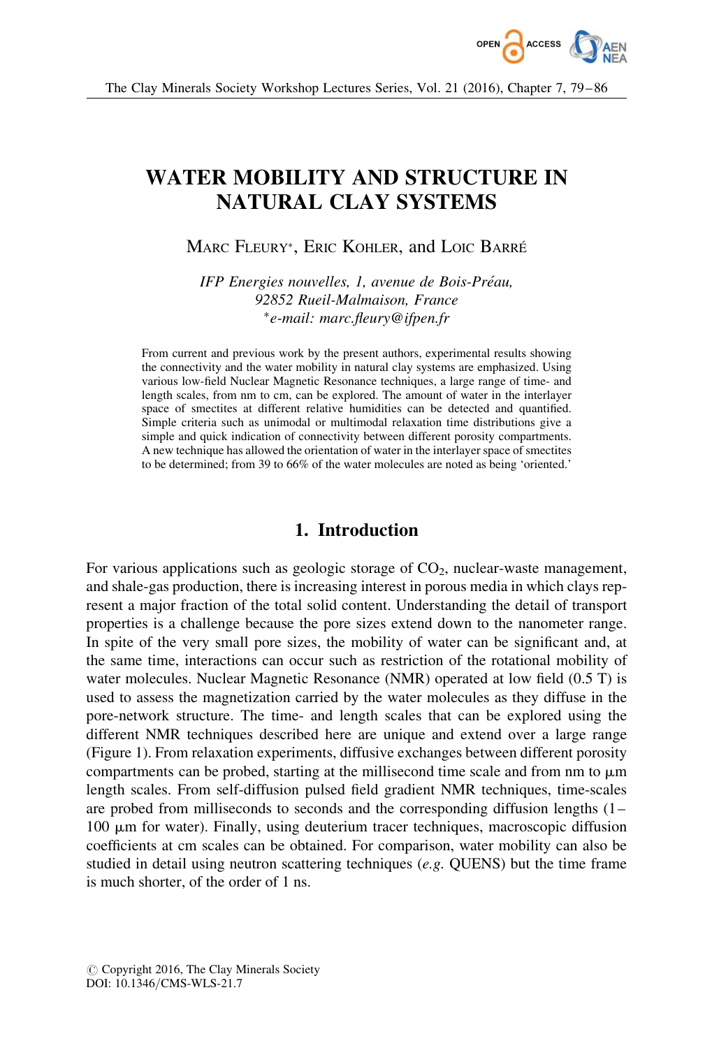# WATER MOBILITY AND STRUCTURE IN NATURAL CLAY SYSTEMS

MARC FLEURY*, ERIC KOHLER, and LOIC BARRÉ

*IFP Energies nouvelles, 1, avenue de Bois-Préau, 92852 Rueil-Malmaison, France*
*\*e-mail: marc.fleury@ifpen.fr*

From current and previous work by the present authors, experimental results showing the connectivity and the water mobility in natural clay systems are emphasized. Using various low-field Nuclear Magnetic Resonance techniques, a large range of time- and length scales, from nm to cm, can be explored. The amount of water in the interlayer space of smectites at different relative humidities can be detected and quantified. Simple criteria such as unimodal or multimodal relaxation time distributions give a simple and quick indication of connectivity between different porosity compartments. A new technique has allowed the orientation of water in the interlayer space of smectites to be determined; from 39 to 66% of the water molecules are noted as being 'oriented.'

## 1. Introduction

For various applications such as geologic storage of $CO_2$, nuclear-waste management, and shale-gas production, there is increasing interest in porous media in which clays represent a major fraction of the total solid content. Understanding the detail of transport properties is a challenge because the pore sizes extend down to the nanometer range. In spite of the very small pore sizes, the mobility of water can be significant and, at the same time, interactions can occur such as restriction of the rotational mobility of water molecules. Nuclear Magnetic Resonance (NMR) operated at low field (0.5 T) is used to assess the magnetization carried by the water molecules as they diffuse in the pore-network structure. The time- and length scales that can be explored using the different NMR techniques described here are unique and extend over a large range (Figure 1). From relaxation experiments, diffusive exchanges between different porosity compartments can be probed, starting at the millisecond time scale and from nm to μm length scales. From self-diffusion pulsed field gradient NMR techniques, time-scales are probed from milliseconds to seconds and the corresponding diffusion lengths (1–100 μm for water). Finally, using deuterium tracer techniques, macroscopic diffusion coefficients at cm scales can be obtained. For comparison, water mobility can also be studied in detail using neutron scattering techniques (*e.g.* QUENS) but the time frame is much shorter, of the order of 1 ns.

© Copyright 2016, The Clay Minerals Society
DOI: 10.1346/CMS-WLS-21.7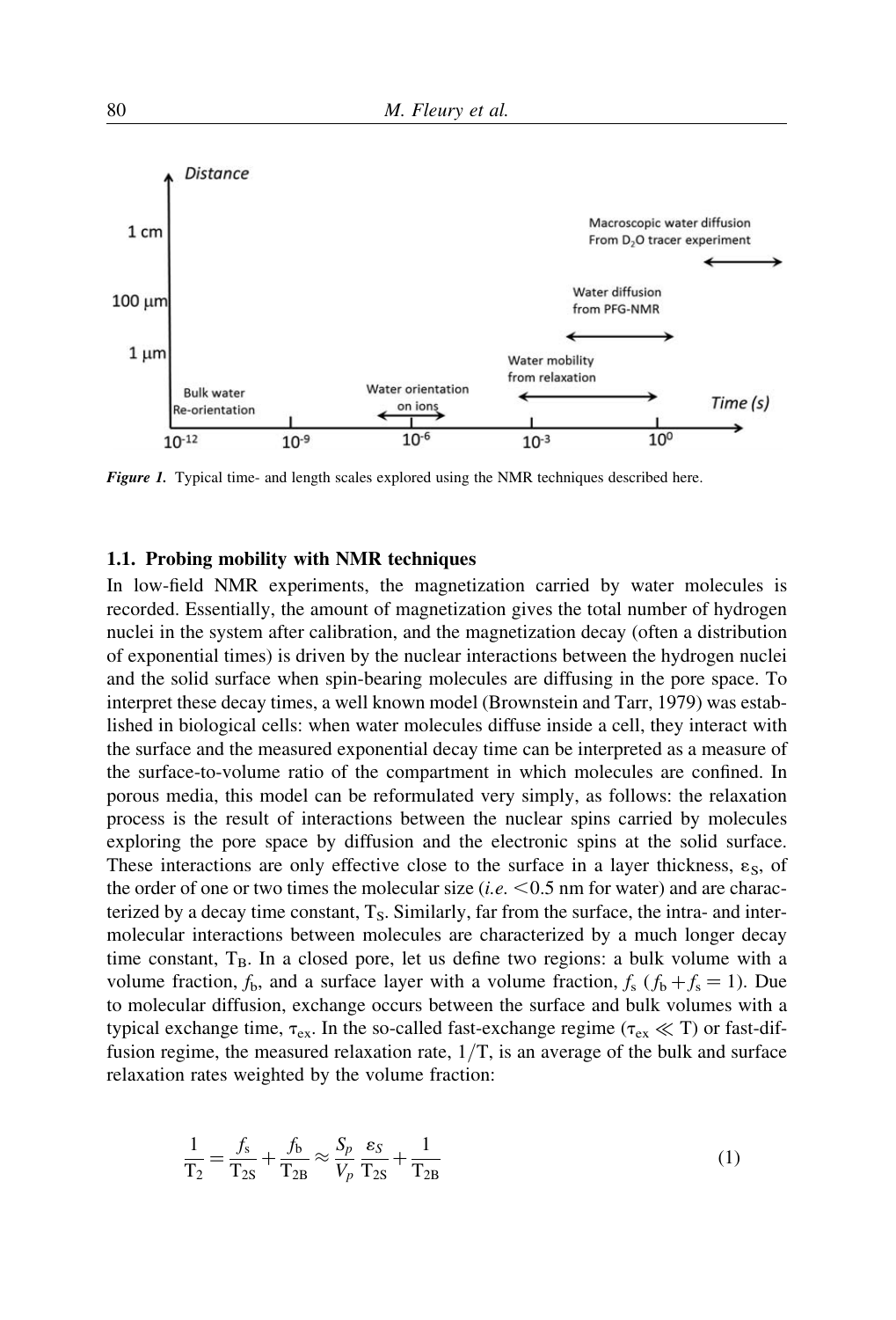Figure 1. Typical time- and length scales explored using the NMR techniques described here.

### 1.1. Probing mobility with NMR techniques

In low-field NMR experiments, the magnetization carried by water molecules is recorded. Essentially, the amount of magnetization gives the total number of hydrogen nuclei in the system after calibration, and the magnetization decay (often a distribution of exponential times) is driven by the nuclear interactions between the hydrogen nuclei and the solid surface when spin-bearing molecules are diffusing in the pore space. To interpret these decay times, a well known model (Brownstein and Tarr, 1979) was established in biological cells: when water molecules diffuse inside a cell, they interact with the surface and the measured exponential decay time can be interpreted as a measure of the surface-to-volume ratio of the compartment in which molecules are confined. In porous media, this model can be reformulated very simply, as follows: the relaxation process is the result of interactions between the nuclear spins carried by molecules exploring the pore space by diffusion and the electronic spins at the solid surface. These interactions are only effective close to the surface in a layer thickness, $\varepsilon_S$, of the order of one or two times the molecular size (*i.e.* <0.5 nm for water) and are characterized by a decay time constant, $T_S$. Similarly, far from the surface, the intra- and intermolecular interactions between molecules are characterized by a much longer decay time constant, $T_B$. In a closed pore, let us define two regions: a bulk volume with a volume fraction, $f_b$, and a surface layer with a volume fraction, $f_s$ ($f_b + f_s = 1$). Due to molecular diffusion, exchange occurs between the surface and bulk volumes with a typical exchange time, $\tau_{ex}$. In the so-called fast-exchange regime ($\tau_{ex} \ll T$) or fast-diffusion regime, the measured relaxation rate, $1/T$, is an average of the bulk and surface relaxation rates weighted by the volume fraction:

$$\frac{1}{T_2} = \frac{f_s}{T_{2S}} + \frac{f_b}{T_{2B}} \approx \frac{S_p}{V_p} \frac{\varepsilon_S}{T_{2S}} + \frac{1}{T_{2B}} \tag{1}$$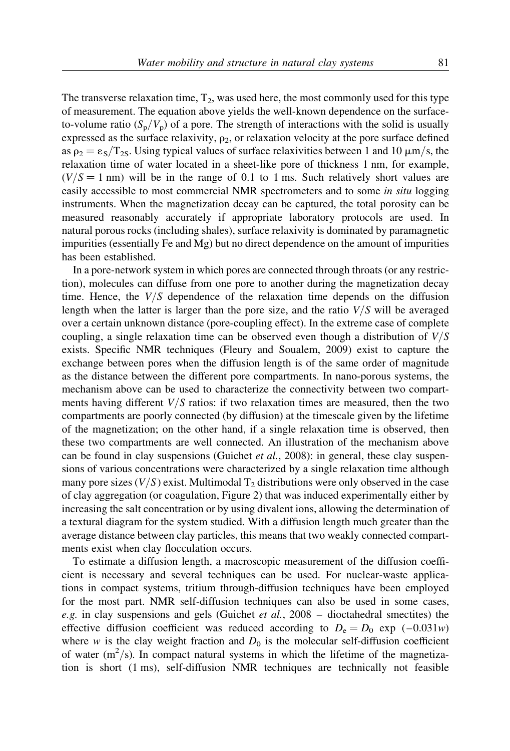The transverse relaxation time, $T_2$, was used here, the most commonly used for this type of measurement. The equation above yields the well-known dependence on the surface-to-volume ratio ($S_p/V_p$) of a pore. The strength of interactions with the solid is usually expressed as the surface relaxivity, $\rho_2$, or relaxation velocity at the pore surface defined as $\rho_2 = \varepsilon_S/T_{2S}$. Using typical values of surface relaxivities between 1 and 10 $\mu$m/s, the relaxation time of water located in a sheet-like pore of thickness 1 nm, for example, ($V/S = 1$ nm) will be in the range of 0.1 to 1 ms. Such relatively short values are easily accessible to most commercial NMR spectrometers and to some *in situ* logging instruments. When the magnetization decay can be captured, the total porosity can be measured reasonably accurately if appropriate laboratory protocols are used. In natural porous rocks (including shales), surface relaxivity is dominated by paramagnetic impurities (essentially Fe and Mg) but no direct dependence on the amount of impurities has been established.

In a pore-network system in which pores are connected through throats (or any restriction), molecules can diffuse from one pore to another during the magnetization decay time. Hence, the $V/S$ dependence of the relaxation time depends on the diffusion length when the latter is larger than the pore size, and the ratio $V/S$ will be averaged over a certain unknown distance (pore-coupling effect). In the extreme case of complete coupling, a single relaxation time can be observed even though a distribution of $V/S$ exists. Specific NMR techniques (Fleury and Soualem, 2009) exist to capture the exchange between pores when the diffusion length is of the same order of magnitude as the distance between the different pore compartments. In nano-porous systems, the mechanism above can be used to characterize the connectivity between two compartments having different $V/S$ ratios: if two relaxation times are measured, then the two compartments are poorly connected (by diffusion) at the timescale given by the lifetime of the magnetization; on the other hand, if a single relaxation time is observed, then these two compartments are well connected. An illustration of the mechanism above can be found in clay suspensions (Guichet *et al.*, 2008): in general, these clay suspensions of various concentrations were characterized by a single relaxation time although many pore sizes ($V/S$) exist. Multimodal $T_2$ distributions were only observed in the case of clay aggregation (or coagulation, Figure 2) that was induced experimentally either by increasing the salt concentration or by using divalent ions, allowing the determination of a textural diagram for the system studied. With a diffusion length much greater than the average distance between clay particles, this means that two weakly connected compartments exist when clay flocculation occurs.

To estimate a diffusion length, a macroscopic measurement of the diffusion coefficient is necessary and several techniques can be used. For nuclear-waste applications in compact systems, tritium through-diffusion techniques have been employed for the most part. NMR self-diffusion techniques can also be used in some cases, *e.g.* in clay suspensions and gels (Guichet *et al.*, 2008 – dioctahedral smectites) the effective diffusion coefficient was reduced according to $D_e = D_0 \exp(-0.031w)$ where $w$ is the clay weight fraction and $D_0$ is the molecular self-diffusion coefficient of water ($m^2/s$). In compact natural systems in which the lifetime of the magnetization is short (1 ms), self-diffusion NMR techniques are technically not feasible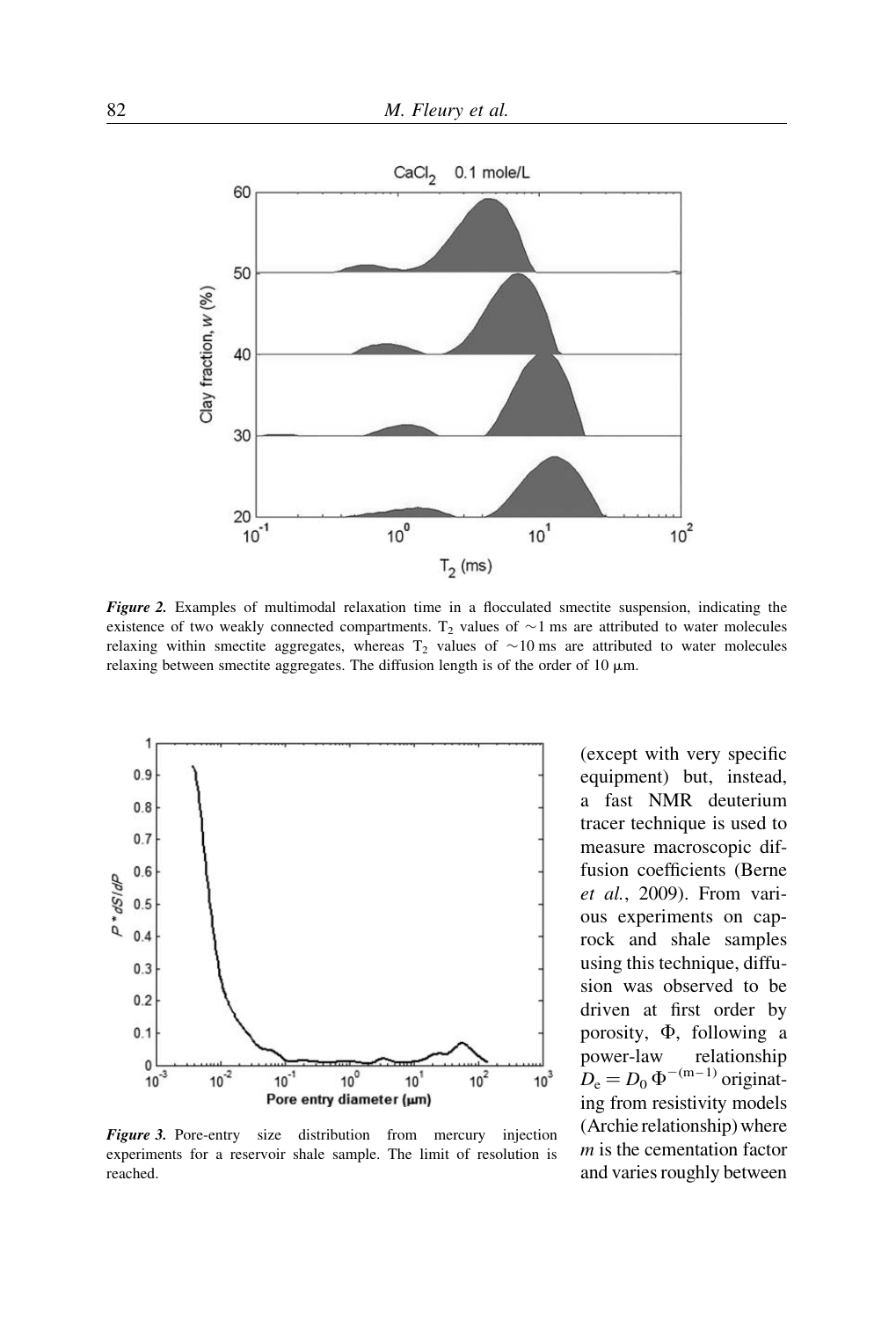*Figure 2.* Examples of multimodal relaxation time in a flocculated smectite suspension, indicating the existence of two weakly connected compartments. $T_2$ values of ~1 ms are attributed to water molecules relaxing within smectite aggregates, whereas $T_2$ values of ~10 ms are attributed to water molecules relaxing between smectite aggregates. The diffusion length is of the order of 10 μm.

*Figure 3.* Pore-entry size distribution from mercury injection experiments for a reservoir shale sample. The limit of resolution is reached.

(except with very specific equipment) but, instead, a fast NMR deuterium tracer technique is used to measure macroscopic diffusion coefficients (Berne *et al.*, 2009). From various experiments on caprock and shale samples using this technique, diffusion was observed to be driven at first order by porosity, $\Phi$, following a power-law relationship $D_e = D_0\,\Phi^{-(m-1)}$ originating from resistivity models (Archie relationship) where $m$ is the cementation factor and varies roughly between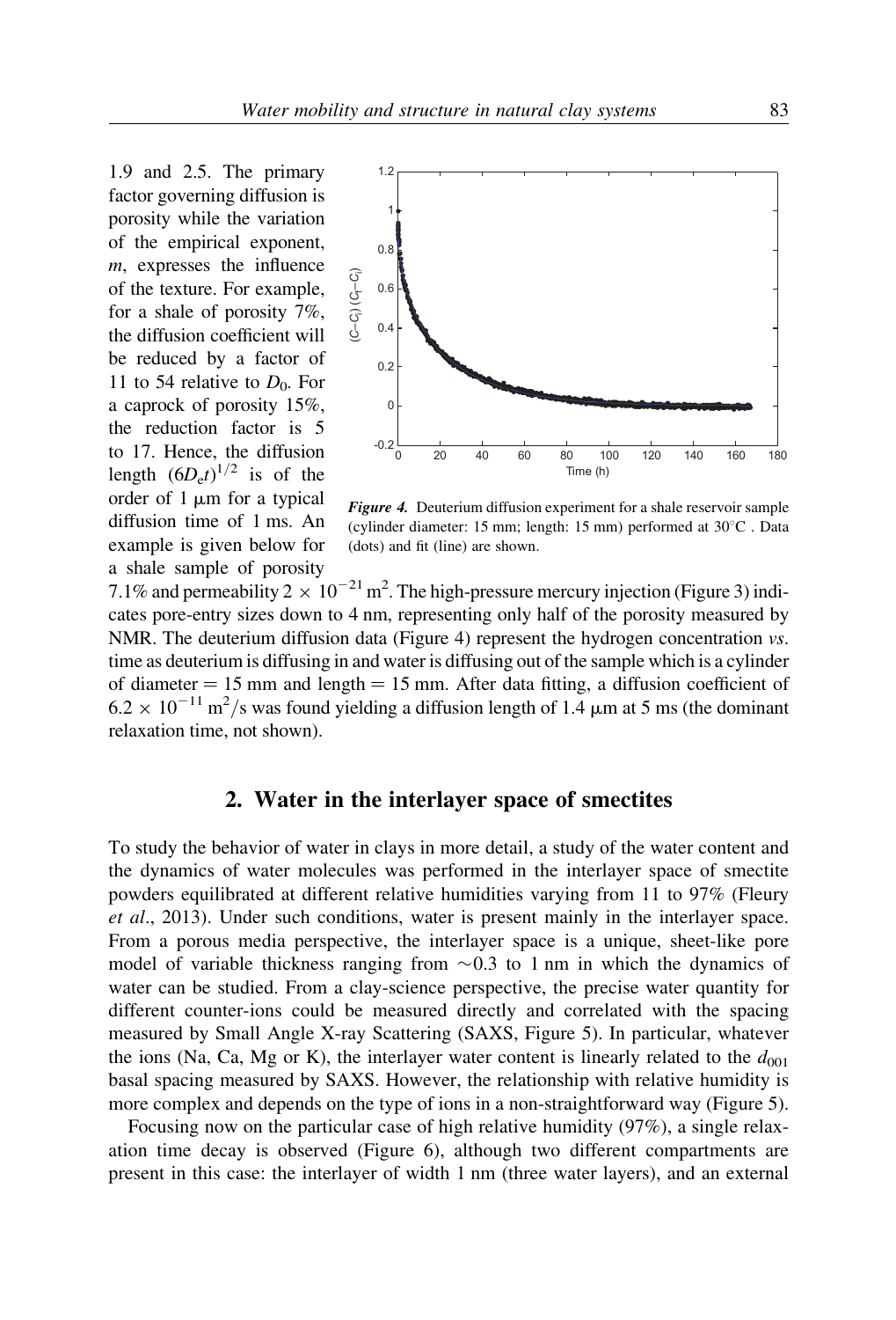1.9 and 2.5. The primary factor governing diffusion is porosity while the variation of the empirical exponent, $m$, expresses the influence of the texture. For example, for a shale of porosity 7%, the diffusion coefficient will be reduced by a factor of 11 to 54 relative to $D_0$. For a caprock of porosity 15%, the reduction factor is 5 to 17. Hence, the diffusion length $(6D_et)^{1/2}$ is of the order of 1 μm for a typical diffusion time of 1 ms. An example is given below for a shale sample of porosity 7.1% and permeability $2 \times 10^{-21}$ m$^2$. The high-pressure mercury injection (Figure 3) indicates pore-entry sizes down to 4 nm, representing only half of the porosity measured by NMR. The deuterium diffusion data (Figure 4) represent the hydrogen concentration *vs.* time as deuterium is diffusing in and water is diffusing out of the sample which is a cylinder of diameter = 15 mm and length = 15 mm. After data fitting, a diffusion coefficient of $6.2 \times 10^{-11}$ m$^2$/s was found yielding a diffusion length of 1.4 μm at 5 ms (the dominant relaxation time, not shown).

***Figure 4.*** Deuterium diffusion experiment for a shale reservoir sample (cylinder diameter: 15 mm; length: 15 mm) performed at 30°C . Data (dots) and fit (line) are shown.

## 2. Water in the interlayer space of smectites

To study the behavior of water in clays in more detail, a study of the water content and the dynamics of water molecules was performed in the interlayer space of smectite powders equilibrated at different relative humidities varying from 11 to 97% (Fleury *et al*., 2013). Under such conditions, water is present mainly in the interlayer space. From a porous media perspective, the interlayer space is a unique, sheet-like pore model of variable thickness ranging from ~0.3 to 1 nm in which the dynamics of water can be studied. From a clay-science perspective, the precise water quantity for different counter-ions could be measured directly and correlated with the spacing measured by Small Angle X-ray Scattering (SAXS, Figure 5). In particular, whatever the ions (Na, Ca, Mg or K), the interlayer water content is linearly related to the $d_{001}$ basal spacing measured by SAXS. However, the relationship with relative humidity is more complex and depends on the type of ions in a non-straightforward way (Figure 5).

Focusing now on the particular case of high relative humidity (97%), a single relaxation time decay is observed (Figure 6), although two different compartments are present in this case: the interlayer of width 1 nm (three water layers), and an external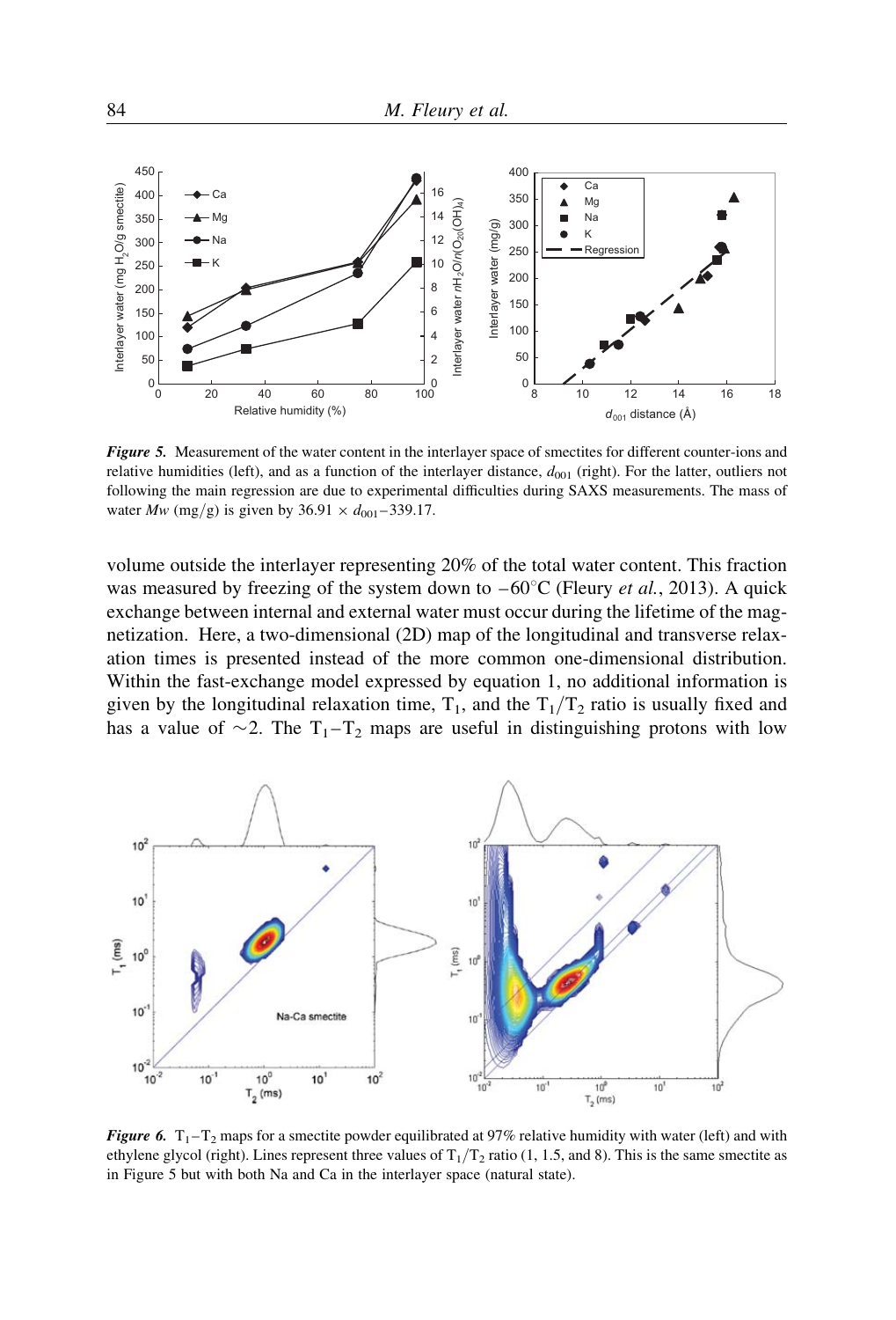*Figure 5.* Measurement of the water content in the interlayer space of smectites for different counter-ions and relative humidities (left), and as a function of the interlayer distance, $d_{001}$ (right). For the latter, outliers not following the main regression are due to experimental difficulties during SAXS measurements. The mass of water *Mw* (mg/g) is given by $36.91 \times d_{001} - 339.17$.

volume outside the interlayer representing 20% of the total water content. This fraction was measured by freezing of the system down to $-60^{\circ}$C (Fleury *et al.*, 2013). A quick exchange between internal and external water must occur during the lifetime of the magnetization. Here, a two-dimensional (2D) map of the longitudinal and transverse relaxation times is presented instead of the more common one-dimensional distribution. Within the fast-exchange model expressed by equation 1, no additional information is given by the longitudinal relaxation time, $T_1$, and the $T_1/T_2$ ratio is usually fixed and has a value of ~2. The $T_1$–$T_2$ maps are useful in distinguishing protons with low

*Figure 6.* $T_1$–$T_2$ maps for a smectite powder equilibrated at 97% relative humidity with water (left) and with ethylene glycol (right). Lines represent three values of $T_1/T_2$ ratio (1, 1.5, and 8). This is the same smectite as in Figure 5 but with both Na and Ca in the interlayer space (natural state).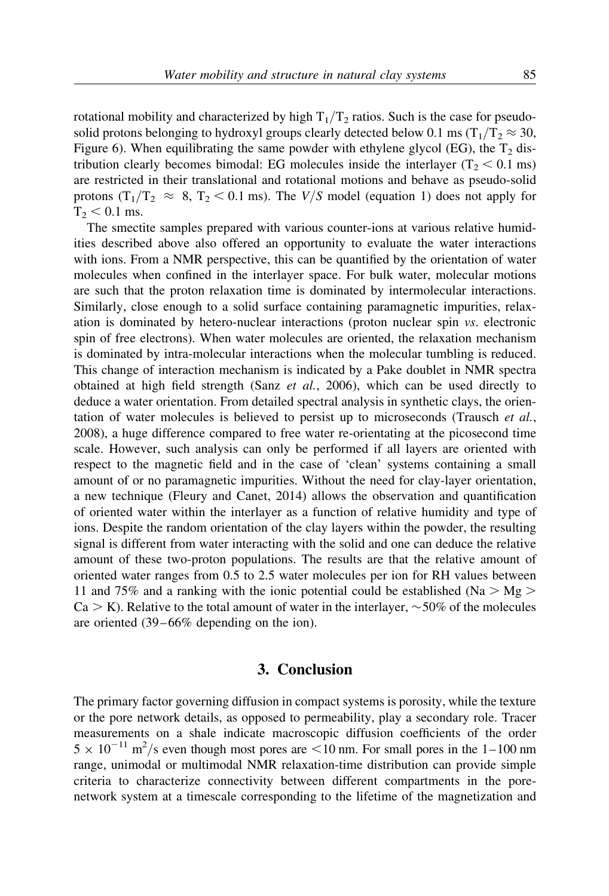rotational mobility and characterized by high $T_1/T_2$ ratios. Such is the case for pseudo-solid protons belonging to hydroxyl groups clearly detected below 0.1 ms ($T_1/T_2 \approx 30$, Figure 6). When equilibrating the same powder with ethylene glycol (EG), the $T_2$ distribution clearly becomes bimodal: EG molecules inside the interlayer ($T_2 < 0.1$ ms) are restricted in their translational and rotational motions and behave as pseudo-solid protons ($T_1/T_2 \approx 8$, $T_2 < 0.1$ ms). The $V/S$ model (equation 1) does not apply for $T_2 < 0.1$ ms.

The smectite samples prepared with various counter-ions at various relative humidities described above also offered an opportunity to evaluate the water interactions with ions. From a NMR perspective, this can be quantified by the orientation of water molecules when confined in the interlayer space. For bulk water, molecular motions are such that the proton relaxation time is dominated by intermolecular interactions. Similarly, close enough to a solid surface containing paramagnetic impurities, relaxation is dominated by hetero-nuclear interactions (proton nuclear spin *vs.* electronic spin of free electrons). When water molecules are oriented, the relaxation mechanism is dominated by intra-molecular interactions when the molecular tumbling is reduced. This change of interaction mechanism is indicated by a Pake doublet in NMR spectra obtained at high field strength (Sanz *et al.*, 2006), which can be used directly to deduce a water orientation. From detailed spectral analysis in synthetic clays, the orientation of water molecules is believed to persist up to microseconds (Trausch *et al.*, 2008), a huge difference compared to free water re-orientating at the picosecond time scale. However, such analysis can only be performed if all layers are oriented with respect to the magnetic field and in the case of 'clean' systems containing a small amount of or no paramagnetic impurities. Without the need for clay-layer orientation, a new technique (Fleury and Canet, 2014) allows the observation and quantification of oriented water within the interlayer as a function of relative humidity and type of ions. Despite the random orientation of the clay layers within the powder, the resulting signal is different from water interacting with the solid and one can deduce the relative amount of these two-proton populations. The results are that the relative amount of oriented water ranges from 0.5 to 2.5 water molecules per ion for RH values between 11 and 75% and a ranking with the ionic potential could be established (Na > Mg > Ca > K). Relative to the total amount of water in the interlayer, ~50% of the molecules are oriented (39–66% depending on the ion).

## 3. Conclusion

The primary factor governing diffusion in compact systems is porosity, while the texture or the pore network details, as opposed to permeability, play a secondary role. Tracer measurements on a shale indicate macroscopic diffusion coefficients of the order $5 \times 10^{-11}$ m$^2$/s even though most pores are <10 nm. For small pores in the 1–100 nm range, unimodal or multimodal NMR relaxation-time distribution can provide simple criteria to characterize connectivity between different compartments in the pore-network system at a timescale corresponding to the lifetime of the magnetization and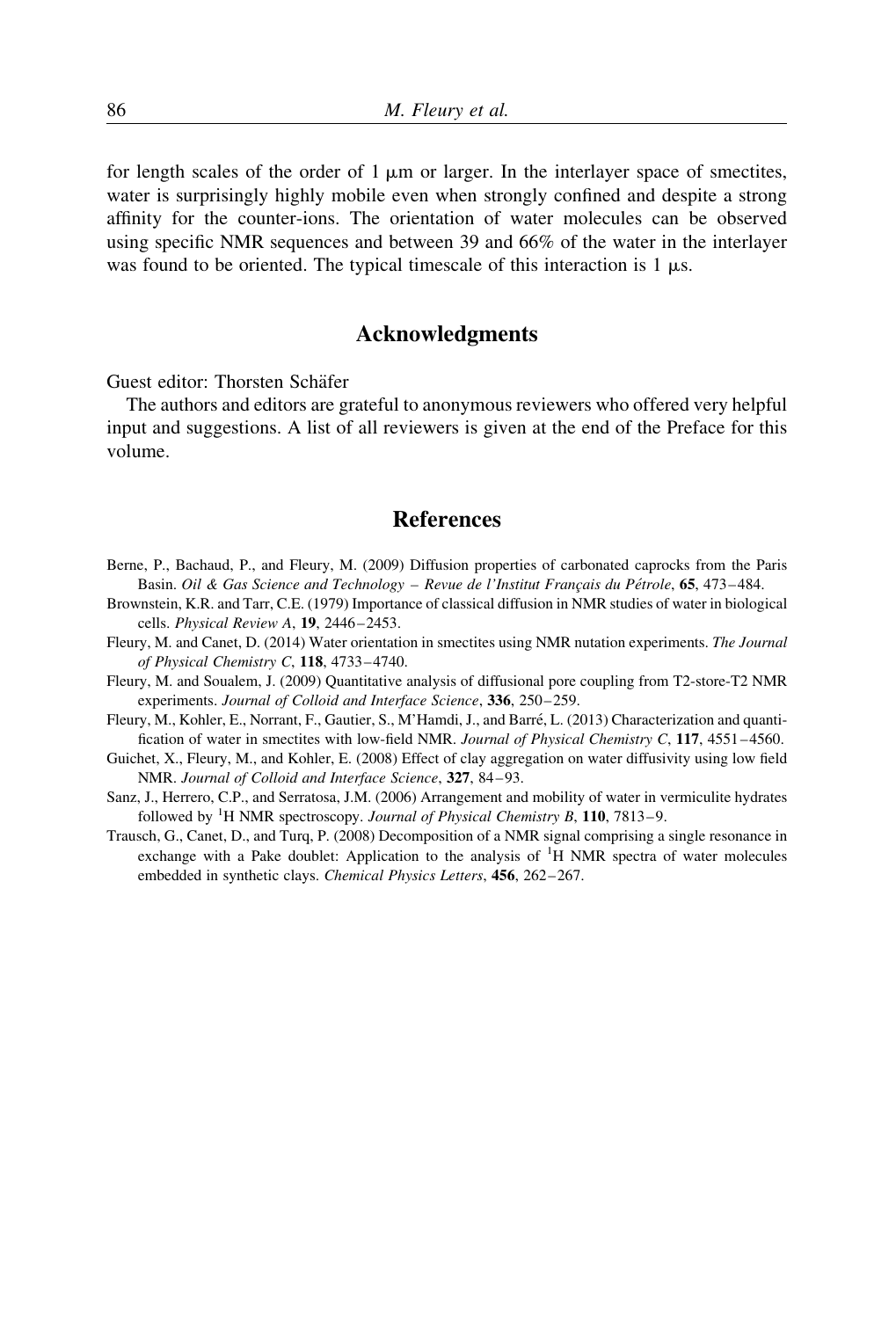for length scales of the order of 1 μm or larger. In the interlayer space of smectites, water is surprisingly highly mobile even when strongly confined and despite a strong affinity for the counter-ions. The orientation of water molecules can be observed using specific NMR sequences and between 39 and 66% of the water in the interlayer was found to be oriented. The typical timescale of this interaction is 1 μs.

## Acknowledgments

Guest editor: Thorsten Schäfer

The authors and editors are grateful to anonymous reviewers who offered very helpful input and suggestions. A list of all reviewers is given at the end of the Preface for this volume.

## References

Berne, P., Bachaud, P., and Fleury, M. (2009) Diffusion properties of carbonated caprocks from the Paris Basin. *Oil & Gas Science and Technology – Revue de l'Institut Français du Pétrole*, **65**, 473–484.

Brownstein, K.R. and Tarr, C.E. (1979) Importance of classical diffusion in NMR studies of water in biological cells. *Physical Review A*, **19**, 2446–2453.

Fleury, M. and Canet, D. (2014) Water orientation in smectites using NMR nutation experiments. *The Journal of Physical Chemistry C*, **118**, 4733–4740.

Fleury, M. and Soualem, J. (2009) Quantitative analysis of diffusional pore coupling from T2-store-T2 NMR experiments. *Journal of Colloid and Interface Science*, **336**, 250–259.

Fleury, M., Kohler, E., Norrant, F., Gautier, S., M'Hamdi, J., and Barré, L. (2013) Characterization and quantification of water in smectites with low-field NMR. *Journal of Physical Chemistry C*, **117**, 4551–4560.

Guichet, X., Fleury, M., and Kohler, E. (2008) Effect of clay aggregation on water diffusivity using low field NMR. *Journal of Colloid and Interface Science*, **327**, 84–93.

Sanz, J., Herrero, C.P., and Serratosa, J.M. (2006) Arrangement and mobility of water in vermiculite hydrates followed by $^{1}$H NMR spectroscopy. *Journal of Physical Chemistry B*, **110**, 7813–9.

Trausch, G., Canet, D., and Turq, P. (2008) Decomposition of a NMR signal comprising a single resonance in exchange with a Pake doublet: Application to the analysis of $^{1}$H NMR spectra of water molecules embedded in synthetic clays. *Chemical Physics Letters*, **456**, 262–267.